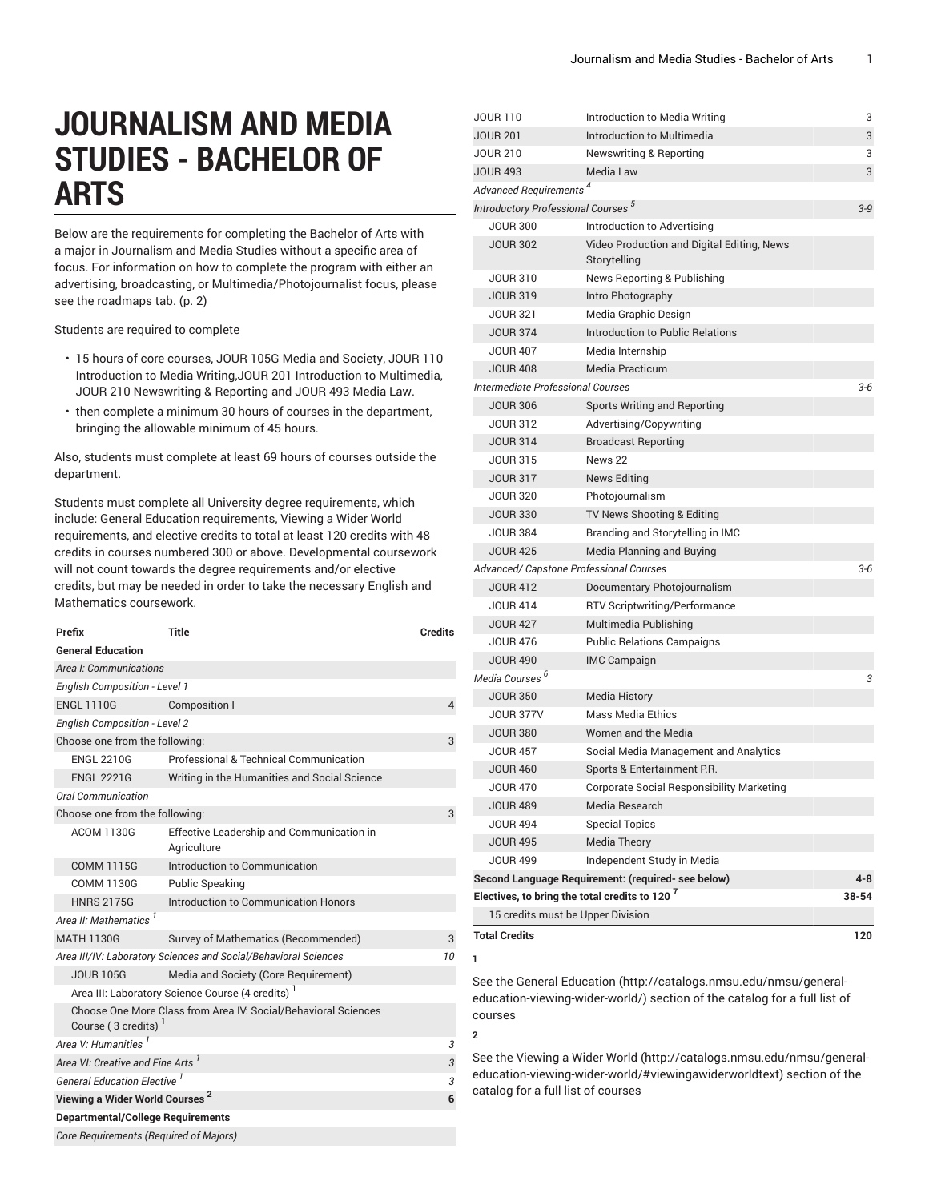# JOURNALISM AND MEDIA STUDIES - BACHELOR OF ARTS

Below are the requirements for completing the Bachelor of Arts with a major in Journalism and Media Studies without a specific area of focus. For information on how to complete the program with either an advertising, broadcasting, or Multimedia/Photojournalist focus, please see the roadmaps tab. (p. 2)

Students are required to complete

- 15 hours of core courses, JOUR 105G Media and Society, JOUR 110 Introduction to Media Writing,JOUR 201 Introduction to Multimedia, JOUR 210 Newswriting & Reporting and JOUR 493 Media Law.
- then complete a minimum 30 hours of courses in the department, bringing the allowable minimum of 45 hours.

Also, students must complete at least 69 hours of courses outside the department.

Students must complete all University degree requirements, which include: General Education requirements, Viewing a Wider World requirements, and elective credits to total at least 120 credits with 48 credits in courses numbered 300 or above. Developmental coursework will not count towards the degree requirements and/or elective credits, but may be needed in order to take the necessary English and Mathematics coursework.

| Prefix | Title | Credits |
|---|---|---|
| **General Education** | | |
| *Area I: Communications* | | |
| *English Composition - Level 1* | | |
| ENGL 1110G | Composition I | 4 |
| *English Composition - Level 2* | | |
| Choose one from the following: | | 3 |
| ENGL 2210G | Professional & Technical Communication | |
| ENGL 2221G | Writing in the Humanities and Social Science | |
| *Oral Communication* | | |
| Choose one from the following: | | 3 |
| ACOM 1130G | Effective Leadership and Communication in Agriculture | |
| COMM 1115G | Introduction to Communication | |
| COMM 1130G | Public Speaking | |
| HNRS 2175G | Introduction to Communication Honors | |
| *Area II: Mathematics* [1] | | |
| MATH 1130G | Survey of Mathematics (Recommended) | 3 |
| *Area III/IV: Laboratory Sciences and Social/Behavioral Sciences* | | *10* |
| JOUR 105G | Media and Society (Core Requirement) | |
| Area III: Laboratory Science Course (4 credits) [1] | | |
| Choose One More Class from Area IV: Social/Behavioral Sciences Course ( 3 credits) [1] | | |
| *Area V: Humanities* [1] | | *3* |
| *Area VI: Creative and Fine Arts* [1] | | *3* |
| *General Education Elective* [1] | | *3* |
| **Viewing a Wider World Courses** [2] | | **6** |
| **Departmental/College Requirements** | | |
| *Core Requirements (Required of Majors)* | | |
| JOUR 110 | Introduction to Media Writing | 3 |
| JOUR 201 | Introduction to Multimedia | 3 |
| JOUR 210 | Newswriting & Reporting | 3 |
| JOUR 493 | Media Law | 3 |
| *Advanced Requirements* [4] | | |
| *Introductory Professional Courses* [5] | | *3-9* |
| JOUR 300 | Introduction to Advertising | |
| JOUR 302 | Video Production and Digital Editing, News Storytelling | |
| JOUR 310 | News Reporting & Publishing | |
| JOUR 319 | Intro Photography | |
| JOUR 321 | Media Graphic Design | |
| JOUR 374 | Introduction to Public Relations | |
| JOUR 407 | Media Internship | |
| JOUR 408 | Media Practicum | |
| *Intermediate Professional Courses* | | *3-6* |
| JOUR 306 | Sports Writing and Reporting | |
| JOUR 312 | Advertising/Copywriting | |
| JOUR 314 | Broadcast Reporting | |
| JOUR 315 | News 22 | |
| JOUR 317 | News Editing | |
| JOUR 320 | Photojournalism | |
| JOUR 330 | TV News Shooting & Editing | |
| JOUR 384 | Branding and Storytelling in IMC | |
| JOUR 425 | Media Planning and Buying | |
| *Advanced/ Capstone Professional Courses* | | *3-6* |
| JOUR 412 | Documentary Photojournalism | |
| JOUR 414 | RTV Scriptwriting/Performance | |
| JOUR 427 | Multimedia Publishing | |
| JOUR 476 | Public Relations Campaigns | |
| JOUR 490 | IMC Campaign | |
| *Media Courses* [6] | | *3* |
| JOUR 350 | Media History | |
| JOUR 377V | Mass Media Ethics | |
| JOUR 380 | Women and the Media | |
| JOUR 457 | Social Media Management and Analytics | |
| JOUR 460 | Sports & Entertainment P.R. | |
| JOUR 470 | Corporate Social Responsibility Marketing | |
| JOUR 489 | Media Research | |
| JOUR 494 | Special Topics | |
| JOUR 495 | Media Theory | |
| JOUR 499 | Independent Study in Media | |
| **Second Language Requirement: (required- see below)** | | **4-8** |
| **Electives, to bring the total credits to 120** [7] | | **38-54** |
| 15 credits must be Upper Division | | |
| **Total Credits** | | **120** |

**1**

See the General Education (http://catalogs.nmsu.edu/nmsu/general-education-viewing-wider-world/) section of the catalog for a full list of courses

**2**

See the Viewing a Wider World (http://catalogs.nmsu.edu/nmsu/general-education-viewing-wider-world/#viewingawiderworldtext) section of the catalog for a full list of courses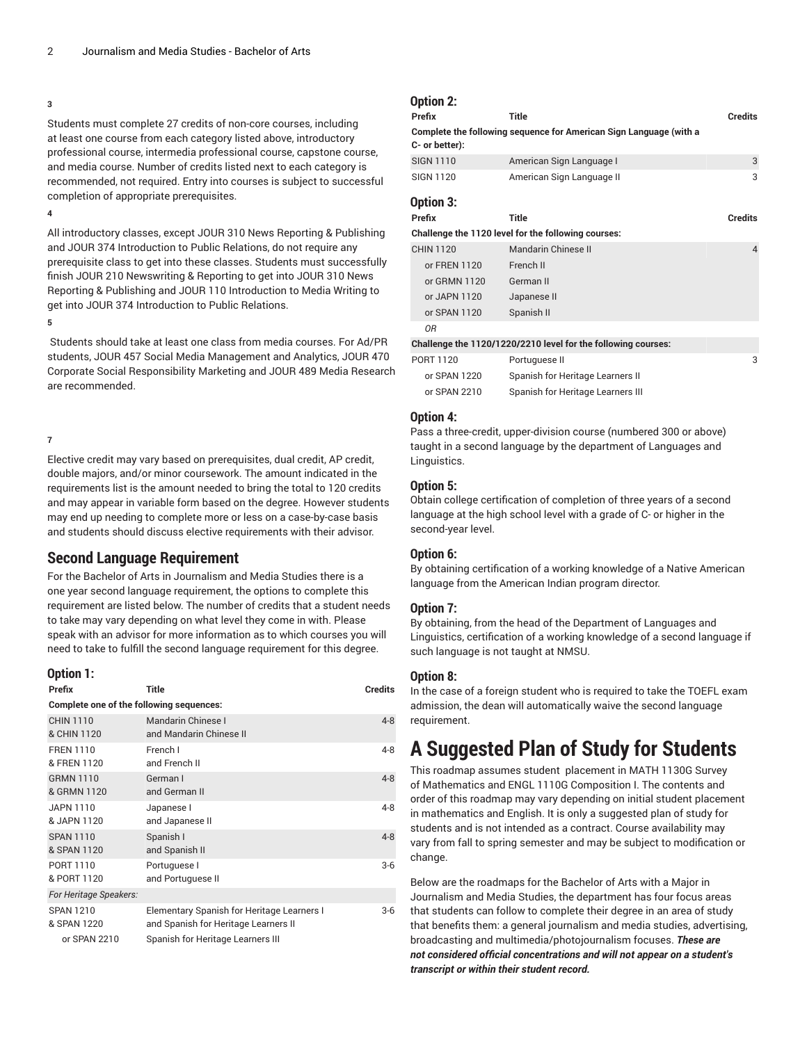3

Students must complete 27 credits of non-core courses, including at least one course from each category listed above, introductory professional course, intermedia professional course, capstone course, and media course. Number of credits listed next to each category is recommended, not required. Entry into courses is subject to successful completion of appropriate prerequisites.

4

All introductory classes, except JOUR 310 News Reporting & Publishing and JOUR 374 Introduction to Public Relations, do not require any prerequisite class to get into these classes. Students must successfully finish JOUR 210 Newswriting & Reporting to get into JOUR 310 News Reporting & Publishing and JOUR 110 Introduction to Media Writing to get into JOUR 374 Introduction to Public Relations.

5

Students should take at least one class from media courses. For Ad/PR students, JOUR 457 Social Media Management and Analytics, JOUR 470 Corporate Social Responsibility Marketing and JOUR 489 Media Research are recommended.

7

Elective credit may vary based on prerequisites, dual credit, AP credit, double majors, and/or minor coursework. The amount indicated in the requirements list is the amount needed to bring the total to 120 credits and may appear in variable form based on the degree. However students may end up needing to complete more or less on a case-by-case basis and students should discuss elective requirements with their advisor.

## Second Language Requirement

For the Bachelor of Arts in Journalism and Media Studies there is a one year second language requirement, the options to complete this requirement are listed below. The number of credits that a student needs to take may vary depending on what level they come in with. Please speak with an advisor for more information as to which courses you will need to take to fulfill the second language requirement for this degree.

### Option 1:

| Prefix | Title | Credits |
|---|---|---|
| **Complete one of the following sequences:** | | |
| CHIN 1110 & CHIN 1120 | Mandarin Chinese I and Mandarin Chinese II | 4-8 |
| FREN 1110 & FREN 1120 | French I and French II | 4-8 |
| GRMN 1110 & GRMN 1120 | German I and German II | 4-8 |
| JAPN 1110 & JAPN 1120 | Japanese I and Japanese II | 4-8 |
| SPAN 1110 & SPAN 1120 | Spanish I and Spanish II | 4-8 |
| PORT 1110 & PORT 1120 | Portuguese I and Portuguese II | 3-6 |
| *For Heritage Speakers:* | | |
| SPAN 1210 & SPAN 1220 | Elementary Spanish for Heritage Learners I and Spanish for Heritage Learners II | 3-6 |
| or SPAN 2210 | Spanish for Heritage Learners III | |

### Option 2:

| Prefix | Title | Credits |
|---|---|---|
| **Complete the following sequence for American Sign Language (with a C- or better):** | | |
| SIGN 1110 | American Sign Language I | 3 |
| SIGN 1120 | American Sign Language II | 3 |

### Option 3:

| Prefix | Title | Credits |
|---|---|---|
| **Challenge the 1120 level for the following courses:** | | |
| CHIN 1120 | Mandarin Chinese II | 4 |
| or FREN 1120 | French II | |
| or GRMN 1120 | German II | |
| or JAPN 1120 | Japanese II | |
| or SPAN 1120 | Spanish II | |
| *OR* | | |
| **Challenge the 1120/1220/2210 level for the following courses:** | | |
| PORT 1120 | Portuguese II | 3 |
| or SPAN 1220 | Spanish for Heritage Learners II | |
| or SPAN 2210 | Spanish for Heritage Learners III | |

### Option 4:

Pass a three-credit, upper-division course (numbered 300 or above) taught in a second language by the department of Languages and Linguistics.

### Option 5:

Obtain college certification of completion of three years of a second language at the high school level with a grade of C- or higher in the second-year level.

### Option 6:

By obtaining certification of a working knowledge of a Native American language from the American Indian program director.

### Option 7:

By obtaining, from the head of the Department of Languages and Linguistics, certification of a working knowledge of a second language if such language is not taught at NMSU.

### Option 8:

In the case of a foreign student who is required to take the TOEFL exam admission, the dean will automatically waive the second language requirement.

# A Suggested Plan of Study for Students

This roadmap assumes student placement in MATH 1130G Survey of Mathematics and ENGL 1110G Composition I. The contents and order of this roadmap may vary depending on initial student placement in mathematics and English. It is only a suggested plan of study for students and is not intended as a contract. Course availability may vary from fall to spring semester and may be subject to modification or change.

Below are the roadmaps for the Bachelor of Arts with a Major in Journalism and Media Studies, the department has four focus areas that students can follow to complete their degree in an area of study that benefits them: a general journalism and media studies, advertising, broadcasting and multimedia/photojournalism focuses. ***These are not considered official concentrations and will not appear on a student's transcript or within their student record.***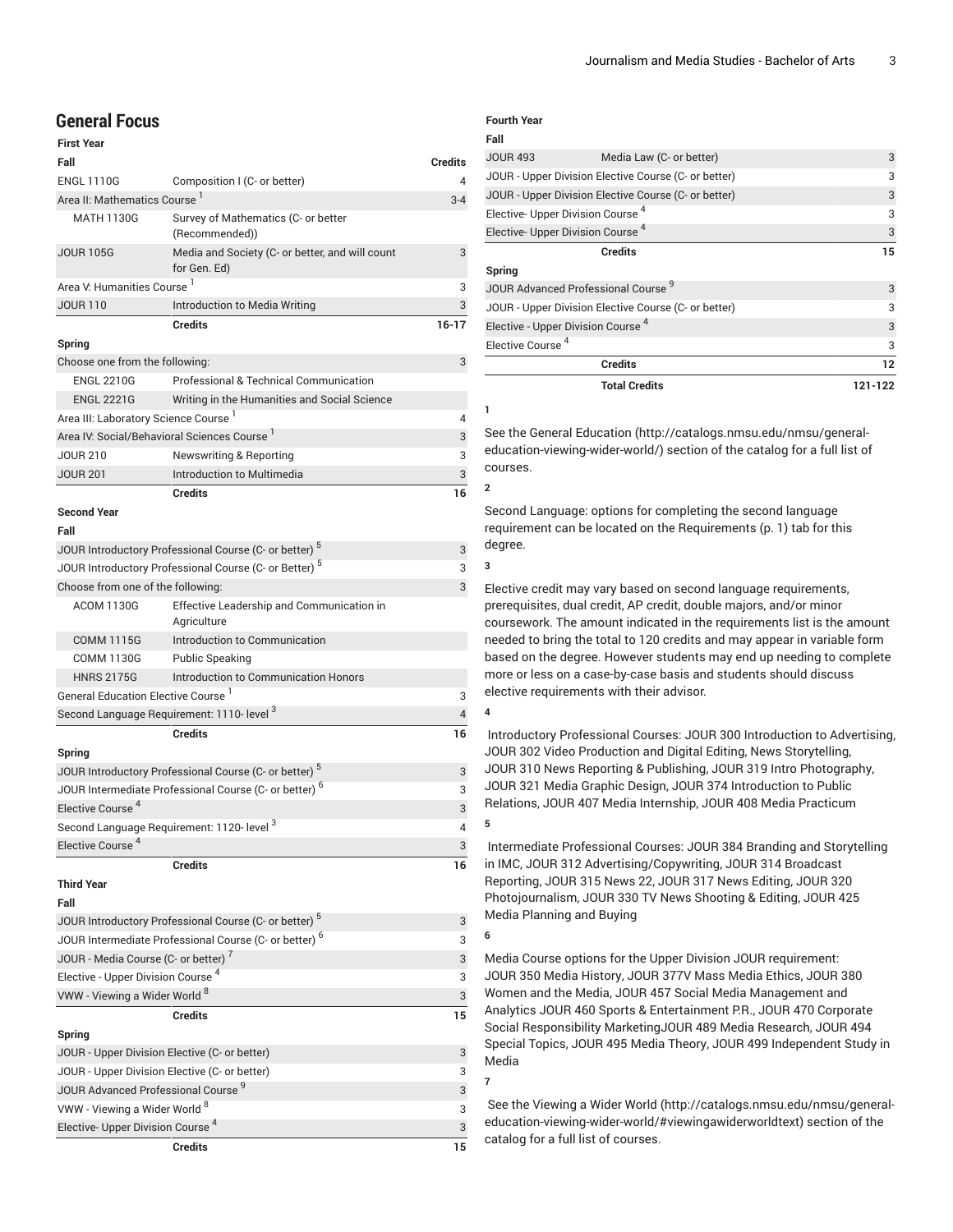## General Focus

### First Year

| Fall | | Credits |
|---|---|---|
| ENGL 1110G | Composition I (C- or better) | 4 |
| Area II: Mathematics Course [1] | | 3-4 |
| MATH 1130G | Survey of Mathematics (C- or better (Recommended)) | |
| JOUR 105G | Media and Society (C- or better, and will count for Gen. Ed) | 3 |
| Area V: Humanities Course [1] | | 3 |
| JOUR 110 | Introduction to Media Writing | 3 |
| | **Credits** | **16-17** |
| **Spring** | | |
| Choose one from the following: | | 3 |
| ENGL 2210G | Professional & Technical Communication | |
| ENGL 2221G | Writing in the Humanities and Social Science | |
| Area III: Laboratory Science Course [1] | | 4 |
| Area IV: Social/Behavioral Sciences Course [1] | | 3 |
| JOUR 210 | Newswriting & Reporting | 3 |
| JOUR 201 | Introduction to Multimedia | 3 |
| | **Credits** | **16** |
| **Second Year** | | |
| **Fall** | | |
| JOUR Introductory Professional Course (C- or better) [5] | | 3 |
| JOUR Introductory Professional Course (C- or Better) [5] | | 3 |
| Choose from one of the following: | | 3 |
| ACOM 1130G | Effective Leadership and Communication in Agriculture | |
| COMM 1115G | Introduction to Communication | |
| COMM 1130G | Public Speaking | |
| HNRS 2175G | Introduction to Communication Honors | |
| General Education Elective Course [1] | | 3 |
| Second Language Requirement: 1110- level [3] | | 4 |
| | **Credits** | **16** |
| **Spring** | | |
| JOUR Introductory Professional Course (C- or better) [5] | | 3 |
| JOUR Intermediate Professional Course (C- or better) [6] | | 3 |
| Elective Course [4] | | 3 |
| Second Language Requirement: 1120- level [3] | | 4 |
| Elective Course [4] | | 3 |
| | **Credits** | **16** |
| **Third Year** | | |
| **Fall** | | |
| JOUR Introductory Professional Course (C- or better) [5] | | 3 |
| JOUR Intermediate Professional Course (C- or better) [6] | | 3 |
| JOUR - Media Course (C- or better) [7] | | 3 |
| Elective - Upper Division Course [4] | | 3 |
| VWW - Viewing a Wider World [8] | | 3 |
| | **Credits** | **15** |
| **Spring** | | |
| JOUR - Upper Division Elective (C- or better) | | 3 |
| JOUR - Upper Division Elective (C- or better) | | 3 |
| JOUR Advanced Professional Course [9] | | 3 |
| VWW - Viewing a Wider World [8] | | 3 |
| Elective- Upper Division Course [4] | | 3 |
| | **Credits** | **15** |
| **Fourth Year** | | |
| **Fall** | | |
| JOUR 493 | Media Law (C- or better) | 3 |
| JOUR - Upper Division Elective Course (C- or better) | | 3 |
| JOUR - Upper Division Elective Course (C- or better) | | 3 |
| Elective- Upper Division Course [4] | | 3 |
| Elective- Upper Division Course [4] | | 3 |
| | **Credits** | **15** |
| **Spring** | | |
| JOUR Advanced Professional Course [9] | | 3 |
| JOUR - Upper Division Elective Course (C- or better) | | 3 |
| Elective - Upper Division Course [4] | | 3 |
| Elective Course [4] | | 3 |
| | **Credits** | **12** |
| | **Total Credits** | **121-122** |

**1**

See the General Education (http://catalogs.nmsu.edu/nmsu/general-education-viewing-wider-world/) section of the catalog for a full list of courses.

**2**

Second Language: options for completing the second language requirement can be located on the Requirements (p. 1) tab for this degree.

**3**

Elective credit may vary based on second language requirements, prerequisites, dual credit, AP credit, double majors, and/or minor coursework. The amount indicated in the requirements list is the amount needed to bring the total to 120 credits and may appear in variable form based on the degree. However students may end up needing to complete more or less on a case-by-case basis and students should discuss elective requirements with their advisor.

**4**

Introductory Professional Courses: JOUR 300 Introduction to Advertising, JOUR 302 Video Production and Digital Editing, News Storytelling, JOUR 310 News Reporting & Publishing, JOUR 319 Intro Photography, JOUR 321 Media Graphic Design, JOUR 374 Introduction to Public Relations, JOUR 407 Media Internship, JOUR 408 Media Practicum

**5**

Intermediate Professional Courses: JOUR 384 Branding and Storytelling in IMC, JOUR 312 Advertising/Copywriting, JOUR 314 Broadcast Reporting, JOUR 315 News 22, JOUR 317 News Editing, JOUR 320 Photojournalism, JOUR 330 TV News Shooting & Editing, JOUR 425 Media Planning and Buying

**6**

Media Course options for the Upper Division JOUR requirement: JOUR 350 Media History, JOUR 377V Mass Media Ethics, JOUR 380 Women and the Media, JOUR 457 Social Media Management and Analytics JOUR 460 Sports & Entertainment P.R., JOUR 470 Corporate Social Responsibility MarketingJOUR 489 Media Research, JOUR 494 Special Topics, JOUR 495 Media Theory, JOUR 499 Independent Study in Media

**7**

See the Viewing a Wider World (http://catalogs.nmsu.edu/nmsu/general-education-viewing-wider-world/#viewingawiderworldtext) section of the catalog for a full list of courses.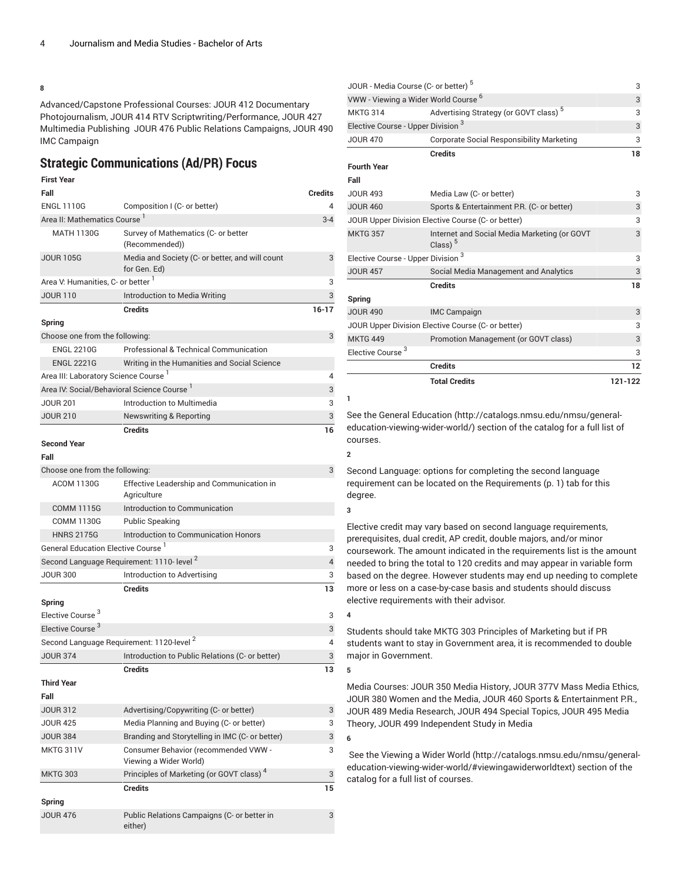**8**

Advanced/Capstone Professional Courses: JOUR 412 Documentary Photojournalism, JOUR 414 RTV Scriptwriting/Performance, JOUR 427 Multimedia Publishing JOUR 476 Public Relations Campaigns, JOUR 490 IMC Campaign

## Strategic Communications (Ad/PR) Focus

| First Year | | |
|---|---|---|
| **Fall** | | **Credits** |
| ENGL 1110G | Composition I (C- or better) | 4 |
| Area II: Mathematics Course [1] | | 3-4 |
| MATH 1130G | Survey of Mathematics (C- or better (Recommended)) | |
| JOUR 105G | Media and Society (C- or better, and will count for Gen. Ed) | 3 |
| Area V: Humanities, C- or better [1] | | 3 |
| JOUR 110 | Introduction to Media Writing | 3 |
| | **Credits** | **16-17** |
| **Spring** | | |
| Choose one from the following: | | 3 |
| ENGL 2210G | Professional & Technical Communication | |
| ENGL 2221G | Writing in the Humanities and Social Science | |
| Area III: Laboratory Science Course [1] | | 4 |
| Area IV: Social/Behavioral Science Course [1] | | 3 |
| JOUR 201 | Introduction to Multimedia | 3 |
| JOUR 210 | Newswriting & Reporting | 3 |
| | **Credits** | **16** |
| **Second Year** | | |
| **Fall** | | |
| Choose one from the following: | | 3 |
| ACOM 1130G | Effective Leadership and Communication in Agriculture | |
| COMM 1115G | Introduction to Communication | |
| COMM 1130G | Public Speaking | |
| HNRS 2175G | Introduction to Communication Honors | |
| General Education Elective Course [1] | | 3 |
| Second Language Requirement: 1110- level [2] | | 4 |
| JOUR 300 | Introduction to Advertising | 3 |
| | **Credits** | **13** |
| **Spring** | | |
| Elective Course [3] | | 3 |
| Elective Course [3] | | 3 |
| Second Language Requirement: 1120-level [2] | | 4 |
| JOUR 374 | Introduction to Public Relations (C- or better) | 3 |
| | **Credits** | **13** |
| **Third Year** | | |
| **Fall** | | |
| JOUR 312 | Advertising/Copywriting (C- or better) | 3 |
| JOUR 425 | Media Planning and Buying (C- or better) | 3 |
| JOUR 384 | Branding and Storytelling in IMC (C- or better) | 3 |
| MKTG 311V | Consumer Behavior (recommended VWW - Viewing a Wider World) | 3 |
| MKTG 303 | Principles of Marketing (or GOVT class) [4] | 3 |
| | **Credits** | **15** |
| **Spring** | | |
| JOUR 476 | Public Relations Campaigns (C- or better in either) | 3 |
| JOUR - Media Course (C- or better) [5] | | 3 |
| VWW - Viewing a Wider World Course [6] | | 3 |
| MKTG 314 | Advertising Strategy (or GOVT class) [5] | 3 |
| Elective Course - Upper Division [3] | | 3 |
| JOUR 470 | Corporate Social Responsibility Marketing | 3 |
| | **Credits** | **18** |
| **Fourth Year** | | |
| **Fall** | | |
| JOUR 493 | Media Law (C- or better) | 3 |
| JOUR 460 | Sports & Entertainment P.R. (C- or better) | 3 |
| JOUR Upper Division Elective Course (C- or better) | | 3 |
| MKTG 357 | Internet and Social Media Marketing (or GOVT Class) [5] | 3 |
| Elective Course - Upper Division [3] | | 3 |
| JOUR 457 | Social Media Management and Analytics | 3 |
| | **Credits** | **18** |
| **Spring** | | |
| JOUR 490 | IMC Campaign | 3 |
| JOUR Upper Division Elective Course (C- or better) | | 3 |
| MKTG 449 | Promotion Management (or GOVT class) | 3 |
| Elective Course [3] | | 3 |
| | **Credits** | **12** |
| | **Total Credits** | **121-122** |

**1**

See the General Education (http://catalogs.nmsu.edu/nmsu/general-education-viewing-wider-world/) section of the catalog for a full list of courses.

**2**

Second Language: options for completing the second language requirement can be located on the Requirements (p. 1) tab for this degree.

**3**

Elective credit may vary based on second language requirements, prerequisites, dual credit, AP credit, double majors, and/or minor coursework. The amount indicated in the requirements list is the amount needed to bring the total to 120 credits and may appear in variable form based on the degree. However students may end up needing to complete more or less on a case-by-case basis and students should discuss elective requirements with their advisor.

**4**

Students should take MKTG 303 Principles of Marketing but if PR students want to stay in Government area, it is recommended to double major in Government.

**5**

Media Courses: JOUR 350 Media History, JOUR 377V Mass Media Ethics, JOUR 380 Women and the Media, JOUR 460 Sports & Entertainment P.R., JOUR 489 Media Research, JOUR 494 Special Topics, JOUR 495 Media Theory, JOUR 499 Independent Study in Media

**6**

See the Viewing a Wider World (http://catalogs.nmsu.edu/nmsu/general-education-viewing-wider-world/#viewingawiderworldtext) section of the catalog for a full list of courses.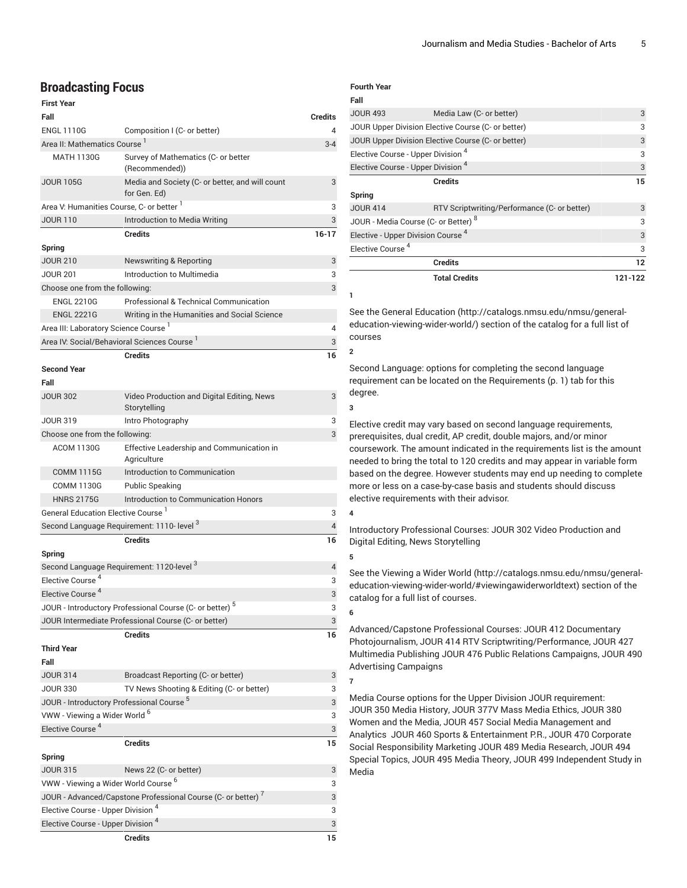## Broadcasting Focus

| First Year | | |
|---|---|---|
| **Fall** | | **Credits** |
| ENGL 1110G | Composition I (C- or better) | 4 |
| Area II: Mathematics Course [1] | | 3-4 |
| MATH 1130G | Survey of Mathematics (C- or better (Recommended)) | |
| JOUR 105G | Media and Society (C- or better, and will count for Gen. Ed) | 3 |
| Area V: Humanities Course, C- or better [1] | | 3 |
| JOUR 110 | Introduction to Media Writing | 3 |
| | **Credits** | **16-17** |
| **Spring** | | |
| JOUR 210 | Newswriting & Reporting | 3 |
| JOUR 201 | Introduction to Multimedia | 3 |
| Choose one from the following: | | 3 |
| ENGL 2210G | Professional & Technical Communication | |
| ENGL 2221G | Writing in the Humanities and Social Science | |
| Area III: Laboratory Science Course [1] | | 4 |
| Area IV: Social/Behavioral Sciences Course [1] | | 3 |
| | **Credits** | **16** |
| **Second Year** | | |
| **Fall** | | |
| JOUR 302 | Video Production and Digital Editing, News Storytelling | 3 |
| JOUR 319 | Intro Photography | 3 |
| Choose one from the following: | | 3 |
| ACOM 1130G | Effective Leadership and Communication in Agriculture | |
| COMM 1115G | Introduction to Communication | |
| COMM 1130G | Public Speaking | |
| HNRS 2175G | Introduction to Communication Honors | |
| General Education Elective Course [1] | | 3 |
| Second Language Requirement: 1110- level [3] | | 4 |
| | **Credits** | **16** |
| **Spring** | | |
| Second Language Requirement: 1120-level [3] | | 4 |
| Elective Course [4] | | 3 |
| Elective Course [4] | | 3 |
| JOUR - Introductory Professional Course (C- or better) [5] | | 3 |
| JOUR Intermediate Professional Course (C- or better) | | 3 |
| | **Credits** | **16** |
| **Third Year** | | |
| **Fall** | | |
| JOUR 314 | Broadcast Reporting (C- or better) | 3 |
| JOUR 330 | TV News Shooting & Editing (C- or better) | 3 |
| JOUR - Introductory Professional Course [5] | | 3 |
| VWW - Viewing a Wider World [6] | | 3 |
| Elective Course [4] | | 3 |
| | **Credits** | **15** |
| **Spring** | | |
| JOUR 315 | News 22 (C- or better) | 3 |
| VWW - Viewing a Wider World Course [6] | | 3 |
| JOUR - Advanced/Capstone Professional Course (C- or better) [7] | | 3 |
| Elective Course - Upper Division [4] | | 3 |
| Elective Course - Upper Division [4] | | 3 |
| | **Credits** | **15** |
| **Fourth Year** | | |
| **Fall** | | |
| JOUR 493 | Media Law (C- or better) | 3 |
| JOUR Upper Division Elective Course (C- or better) | | 3 |
| JOUR Upper Division Elective Course (C- or better) | | 3 |
| Elective Course - Upper Division [4] | | 3 |
| Elective Course - Upper Division [4] | | 3 |
| | **Credits** | **15** |
| **Spring** | | |
| JOUR 414 | RTV Scriptwriting/Performance (C- or better) | 3 |
| JOUR - Media Course (C- or Better) [8] | | 3 |
| Elective - Upper Division Course [4] | | 3 |
| Elective Course [4] | | 3 |
| | **Credits** | **12** |
| | **Total Credits** | **121-122** |

**1**

See the General Education (http://catalogs.nmsu.edu/nmsu/general-education-viewing-wider-world/) section of the catalog for a full list of courses

**2**

Second Language: options for completing the second language requirement can be located on the Requirements (p. 1) tab for this degree.

**3**

Elective credit may vary based on second language requirements, prerequisites, dual credit, AP credit, double majors, and/or minor coursework. The amount indicated in the requirements list is the amount needed to bring the total to 120 credits and may appear in variable form based on the degree. However students may end up needing to complete more or less on a case-by-case basis and students should discuss elective requirements with their advisor.

**4**

Introductory Professional Courses: JOUR 302 Video Production and Digital Editing, News Storytelling

**5**

See the Viewing a Wider World (http://catalogs.nmsu.edu/nmsu/general-education-viewing-wider-world/#viewingawiderworldtext) section of the catalog for a full list of courses.

**6**

Advanced/Capstone Professional Courses: JOUR 412 Documentary Photojournalism, JOUR 414 RTV Scriptwriting/Performance, JOUR 427 Multimedia Publishing JOUR 476 Public Relations Campaigns, JOUR 490 Advertising Campaigns

**7**

Media Course options for the Upper Division JOUR requirement: JOUR 350 Media History, JOUR 377V Mass Media Ethics, JOUR 380 Women and the Media, JOUR 457 Social Media Management and Analytics JOUR 460 Sports & Entertainment P.R., JOUR 470 Corporate Social Responsibility Marketing JOUR 489 Media Research, JOUR 494 Special Topics, JOUR 495 Media Theory, JOUR 499 Independent Study in Media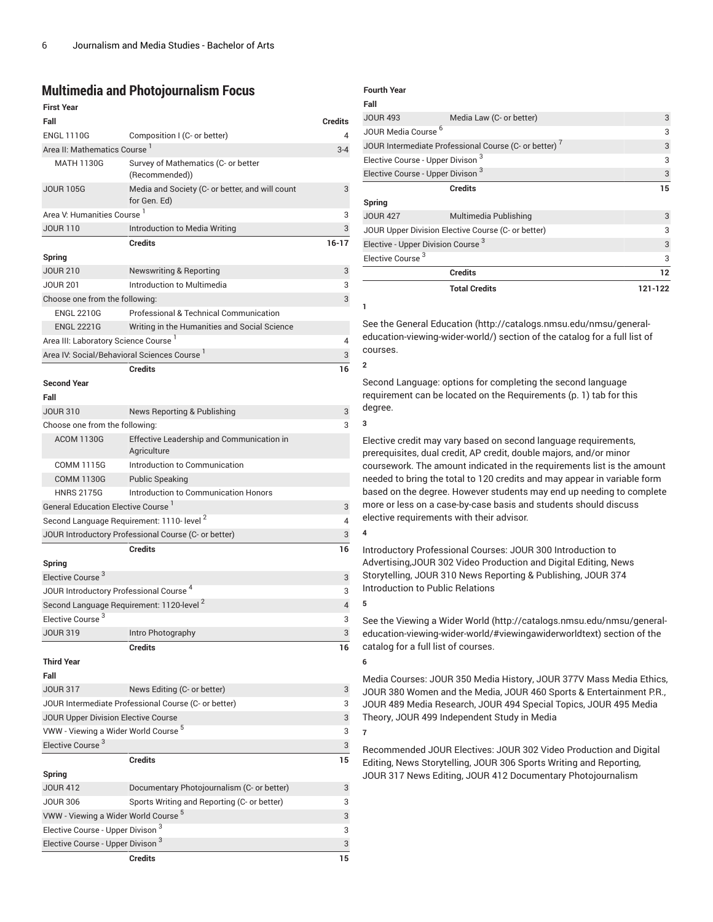## Multimedia and Photojournalism Focus

| | | |
|---|---|---|
| **First Year** | | |
| **Fall** | | **Credits** |
| ENGL 1110G | Composition I (C- or better) | 4 |
| Area II: Mathematics Course [1] | | 3-4 |
| MATH 1130G | Survey of Mathematics (C- or better (Recommended)) | |
| JOUR 105G | Media and Society (C- or better, and will count for Gen. Ed) | 3 |
| Area V: Humanities Course [1] | | 3 |
| JOUR 110 | Introduction to Media Writing | 3 |
| | **Credits** | **16-17** |
| **Spring** | | |
| JOUR 210 | Newswriting & Reporting | 3 |
| JOUR 201 | Introduction to Multimedia | 3 |
| Choose one from the following: | | 3 |
| ENGL 2210G | Professional & Technical Communication | |
| ENGL 2221G | Writing in the Humanities and Social Science | |
| Area III: Laboratory Science Course [1] | | 4 |
| Area IV: Social/Behavioral Sciences Course [1] | | 3 |
| | **Credits** | **16** |
| **Second Year** | | |
| **Fall** | | |
| JOUR 310 | News Reporting & Publishing | 3 |
| Choose one from the following: | | 3 |
| ACOM 1130G | Effective Leadership and Communication in Agriculture | |
| COMM 1115G | Introduction to Communication | |
| COMM 1130G | Public Speaking | |
| HNRS 2175G | Introduction to Communication Honors | |
| General Education Elective Course [1] | | 3 |
| Second Language Requirement: 1110- level [2] | | 4 |
| JOUR Introductory Professional Course (C- or better) | | 3 |
| | **Credits** | **16** |
| **Spring** | | |
| Elective Course [3] | | 3 |
| JOUR Introductory Professional Course [4] | | 3 |
| Second Language Requirement: 1120-level [2] | | 4 |
| Elective Course [3] | | 3 |
| JOUR 319 | Intro Photography | 3 |
| | **Credits** | **16** |
| **Third Year** | | |
| **Fall** | | |
| JOUR 317 | News Editing (C- or better) | 3 |
| JOUR Intermediate Professional Course (C- or better) | | 3 |
| JOUR Upper Division Elective Course | | 3 |
| VWW - Viewing a Wider World Course [5] | | 3 |
| Elective Course [3] | | 3 |
| | **Credits** | **15** |
| **Spring** | | |
| JOUR 412 | Documentary Photojournalism (C- or better) | 3 |
| JOUR 306 | Sports Writing and Reporting (C- or better) | 3 |
| VWW - Viewing a Wider World Course [5] | | 3 |
| Elective Course - Upper Divison [3] | | 3 |
| Elective Course - Upper Divison [3] | | 3 |
| | **Credits** | **15** |
| **Fourth Year** | | |
| **Fall** | | |
| JOUR 493 | Media Law (C- or better) | 3 |
| JOUR Media Course [6] | | 3 |
| JOUR Intermediate Professional Course (C- or better) [7] | | 3 |
| Elective Course - Upper Divison [3] | | 3 |
| Elective Course - Upper Divison [3] | | 3 |
| | **Credits** | **15** |
| **Spring** | | |
| JOUR 427 | Multimedia Publishing | 3 |
| JOUR Upper Division Elective Course (C- or better) | | 3 |
| Elective - Upper Division Course [3] | | 3 |
| Elective Course [3] | | 3 |
| | **Credits** | **12** |
| | **Total Credits** | **121-122** |

**1**

See the General Education (http://catalogs.nmsu.edu/nmsu/general-education-viewing-wider-world/) section of the catalog for a full list of courses.

**2**

Second Language: options for completing the second language requirement can be located on the Requirements (p. 1) tab for this degree.

**3**

Elective credit may vary based on second language requirements, prerequisites, dual credit, AP credit, double majors, and/or minor coursework. The amount indicated in the requirements list is the amount needed to bring the total to 120 credits and may appear in variable form based on the degree. However students may end up needing to complete more or less on a case-by-case basis and students should discuss elective requirements with their advisor.

**4**

Introductory Professional Courses: JOUR 300 Introduction to Advertising,JOUR 302 Video Production and Digital Editing, News Storytelling, JOUR 310 News Reporting & Publishing, JOUR 374 Introduction to Public Relations

**5**

See the Viewing a Wider World (http://catalogs.nmsu.edu/nmsu/general-education-viewing-wider-world/#viewingawiderworldtext) section of the catalog for a full list of courses.

**6**

Media Courses: JOUR 350 Media History, JOUR 377V Mass Media Ethics, JOUR 380 Women and the Media, JOUR 460 Sports & Entertainment P.R., JOUR 489 Media Research, JOUR 494 Special Topics, JOUR 495 Media Theory, JOUR 499 Independent Study in Media

**7**

Recommended JOUR Electives: JOUR 302 Video Production and Digital Editing, News Storytelling, JOUR 306 Sports Writing and Reporting, JOUR 317 News Editing, JOUR 412 Documentary Photojournalism